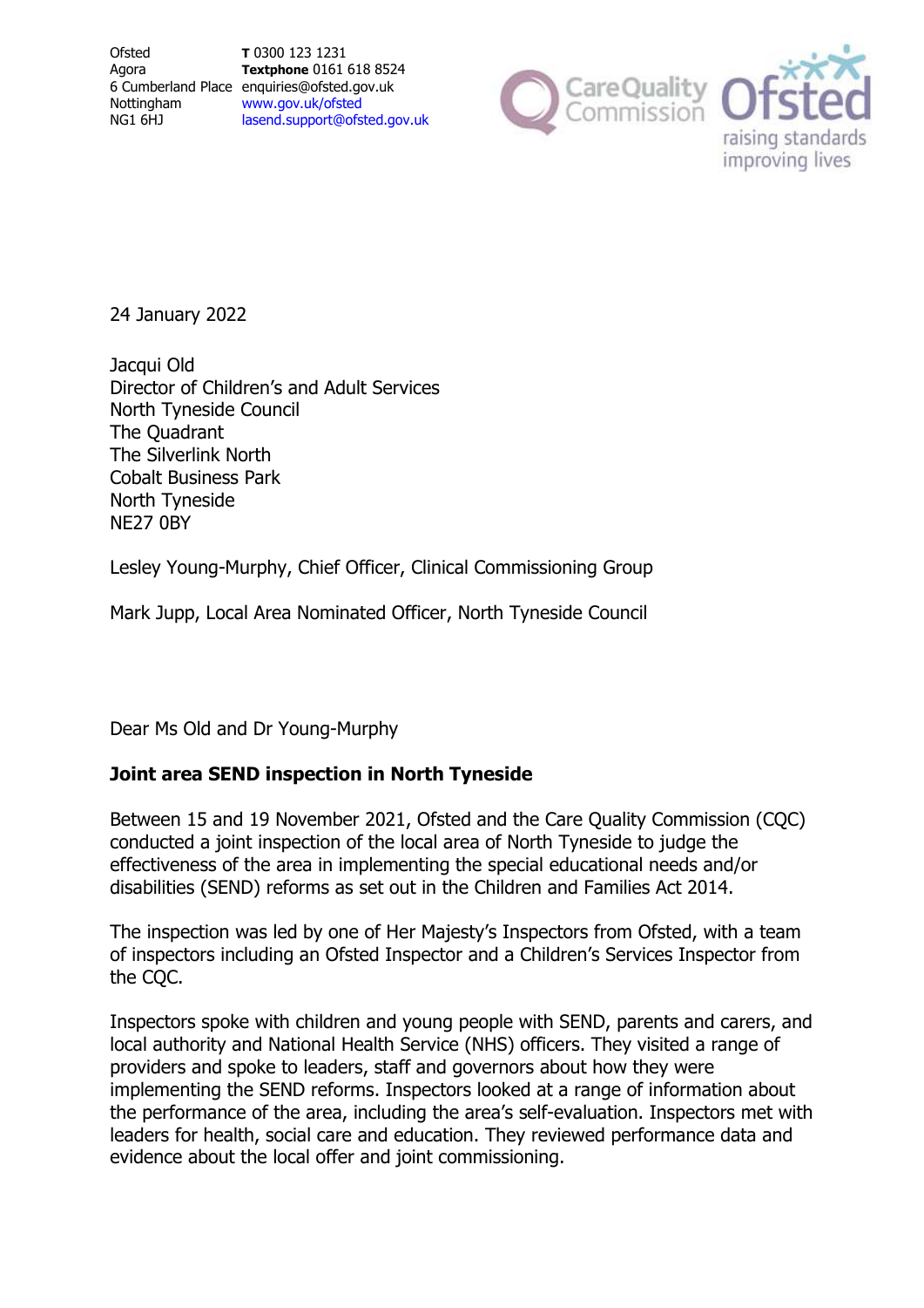Ofsted
Agora
6 Cumberland Place
Nottingham
NG1 6HJ

**T** 0300 123 1231
**Textphone** 0161 618 8524
enquiries@ofsted.gov.uk
www.gov.uk/ofsted
lasend.support@ofsted.gov.uk

24 January 2022

Jacqui Old
Director of Children's and Adult Services
North Tyneside Council
The Quadrant
The Silverlink North
Cobalt Business Park
North Tyneside
NE27 0BY

Lesley Young-Murphy, Chief Officer, Clinical Commissioning Group

Mark Jupp, Local Area Nominated Officer, North Tyneside Council

Dear Ms Old and Dr Young-Murphy

**Joint area SEND inspection in North Tyneside**

Between 15 and 19 November 2021, Ofsted and the Care Quality Commission (CQC) conducted a joint inspection of the local area of North Tyneside to judge the effectiveness of the area in implementing the special educational needs and/or disabilities (SEND) reforms as set out in the Children and Families Act 2014.

The inspection was led by one of Her Majesty's Inspectors from Ofsted, with a team of inspectors including an Ofsted Inspector and a Children's Services Inspector from the CQC.

Inspectors spoke with children and young people with SEND, parents and carers, and local authority and National Health Service (NHS) officers. They visited a range of providers and spoke to leaders, staff and governors about how they were implementing the SEND reforms. Inspectors looked at a range of information about the performance of the area, including the area's self-evaluation. Inspectors met with leaders for health, social care and education. They reviewed performance data and evidence about the local offer and joint commissioning.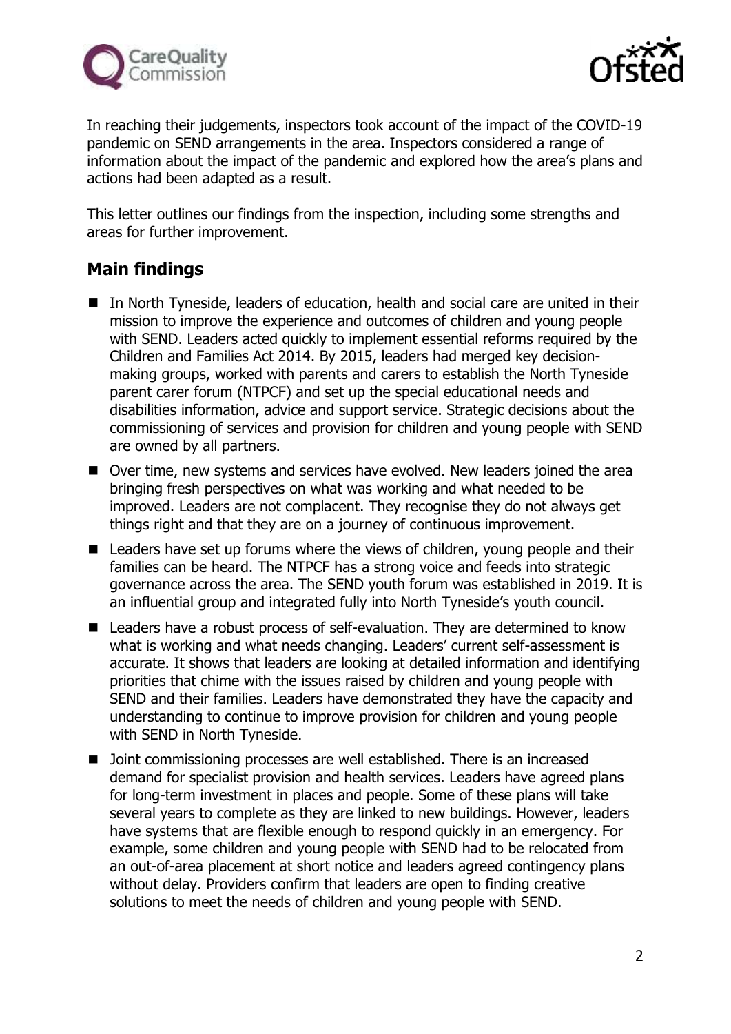In reaching their judgements, inspectors took account of the impact of the COVID-19 pandemic on SEND arrangements in the area. Inspectors considered a range of information about the impact of the pandemic and explored how the area's plans and actions had been adapted as a result.

This letter outlines our findings from the inspection, including some strengths and areas for further improvement.

## Main findings

- In North Tyneside, leaders of education, health and social care are united in their mission to improve the experience and outcomes of children and young people with SEND. Leaders acted quickly to implement essential reforms required by the Children and Families Act 2014. By 2015, leaders had merged key decision-making groups, worked with parents and carers to establish the North Tyneside parent carer forum (NTPCF) and set up the special educational needs and disabilities information, advice and support service. Strategic decisions about the commissioning of services and provision for children and young people with SEND are owned by all partners.
- Over time, new systems and services have evolved. New leaders joined the area bringing fresh perspectives on what was working and what needed to be improved. Leaders are not complacent. They recognise they do not always get things right and that they are on a journey of continuous improvement.
- Leaders have set up forums where the views of children, young people and their families can be heard. The NTPCF has a strong voice and feeds into strategic governance across the area. The SEND youth forum was established in 2019. It is an influential group and integrated fully into North Tyneside's youth council.
- Leaders have a robust process of self-evaluation. They are determined to know what is working and what needs changing. Leaders' current self-assessment is accurate. It shows that leaders are looking at detailed information and identifying priorities that chime with the issues raised by children and young people with SEND and their families. Leaders have demonstrated they have the capacity and understanding to continue to improve provision for children and young people with SEND in North Tyneside.
- Joint commissioning processes are well established. There is an increased demand for specialist provision and health services. Leaders have agreed plans for long-term investment in places and people. Some of these plans will take several years to complete as they are linked to new buildings. However, leaders have systems that are flexible enough to respond quickly in an emergency. For example, some children and young people with SEND had to be relocated from an out-of-area placement at short notice and leaders agreed contingency plans without delay. Providers confirm that leaders are open to finding creative solutions to meet the needs of children and young people with SEND.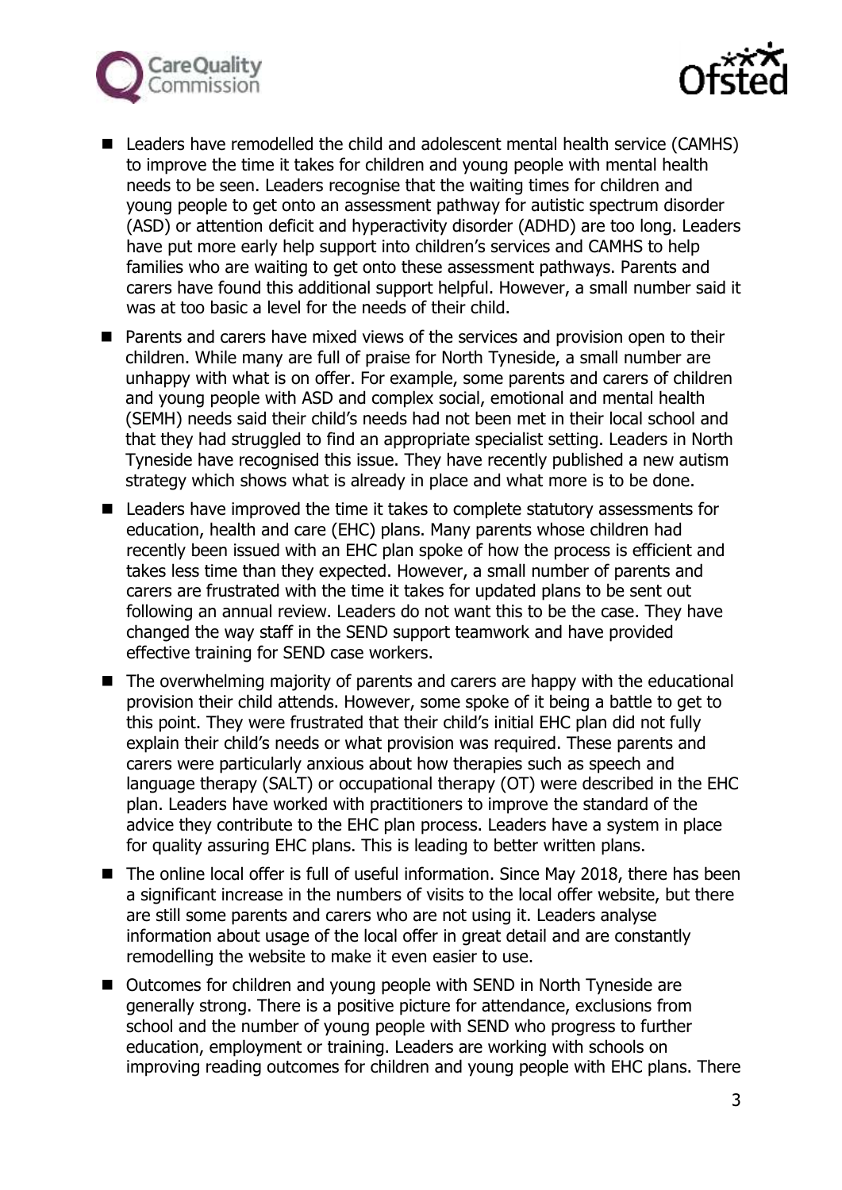- Leaders have remodelled the child and adolescent mental health service (CAMHS) to improve the time it takes for children and young people with mental health needs to be seen. Leaders recognise that the waiting times for children and young people to get onto an assessment pathway for autistic spectrum disorder (ASD) or attention deficit and hyperactivity disorder (ADHD) are too long. Leaders have put more early help support into children's services and CAMHS to help families who are waiting to get onto these assessment pathways. Parents and carers have found this additional support helpful. However, a small number said it was at too basic a level for the needs of their child.
- Parents and carers have mixed views of the services and provision open to their children. While many are full of praise for North Tyneside, a small number are unhappy with what is on offer. For example, some parents and carers of children and young people with ASD and complex social, emotional and mental health (SEMH) needs said their child's needs had not been met in their local school and that they had struggled to find an appropriate specialist setting. Leaders in North Tyneside have recognised this issue. They have recently published a new autism strategy which shows what is already in place and what more is to be done.
- Leaders have improved the time it takes to complete statutory assessments for education, health and care (EHC) plans. Many parents whose children had recently been issued with an EHC plan spoke of how the process is efficient and takes less time than they expected. However, a small number of parents and carers are frustrated with the time it takes for updated plans to be sent out following an annual review. Leaders do not want this to be the case. They have changed the way staff in the SEND support teamwork and have provided effective training for SEND case workers.
- The overwhelming majority of parents and carers are happy with the educational provision their child attends. However, some spoke of it being a battle to get to this point. They were frustrated that their child's initial EHC plan did not fully explain their child's needs or what provision was required. These parents and carers were particularly anxious about how therapies such as speech and language therapy (SALT) or occupational therapy (OT) were described in the EHC plan. Leaders have worked with practitioners to improve the standard of the advice they contribute to the EHC plan process. Leaders have a system in place for quality assuring EHC plans. This is leading to better written plans.
- The online local offer is full of useful information. Since May 2018, there has been a significant increase in the numbers of visits to the local offer website, but there are still some parents and carers who are not using it. Leaders analyse information about usage of the local offer in great detail and are constantly remodelling the website to make it even easier to use.
- Outcomes for children and young people with SEND in North Tyneside are generally strong. There is a positive picture for attendance, exclusions from school and the number of young people with SEND who progress to further education, employment or training. Leaders are working with schools on improving reading outcomes for children and young people with EHC plans. There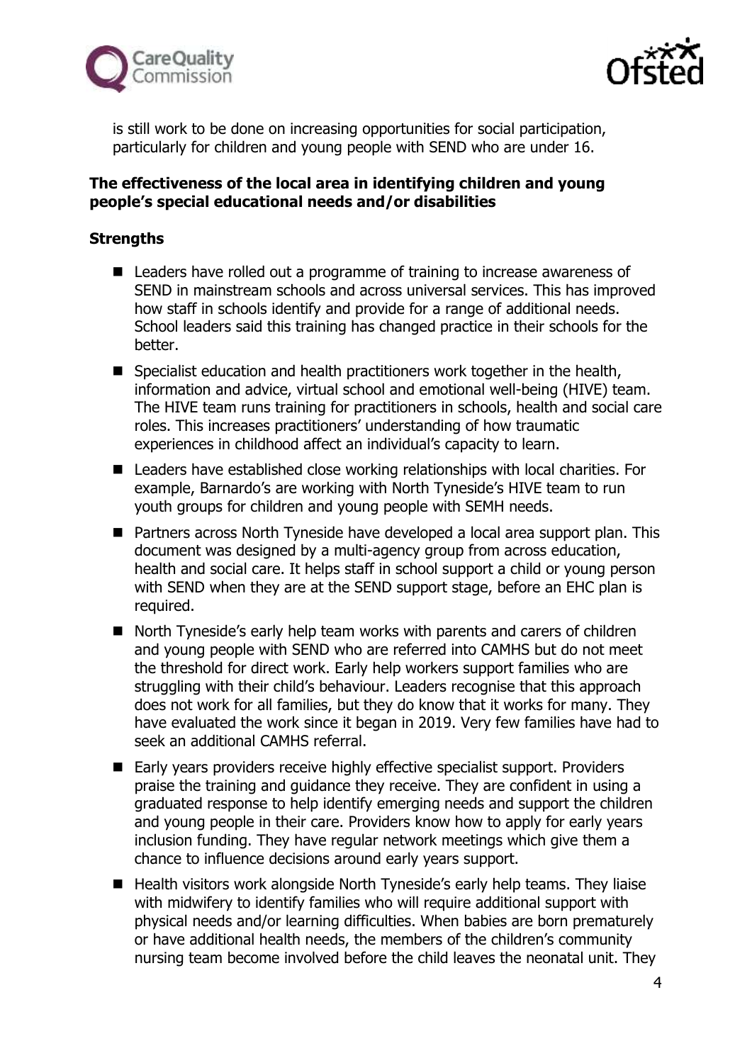is still work to be done on increasing opportunities for social participation, particularly for children and young people with SEND who are under 16.

**The effectiveness of the local area in identifying children and young people's special educational needs and/or disabilities**

**Strengths**

- Leaders have rolled out a programme of training to increase awareness of SEND in mainstream schools and across universal services. This has improved how staff in schools identify and provide for a range of additional needs. School leaders said this training has changed practice in their schools for the better.
- Specialist education and health practitioners work together in the health, information and advice, virtual school and emotional well-being (HIVE) team. The HIVE team runs training for practitioners in schools, health and social care roles. This increases practitioners' understanding of how traumatic experiences in childhood affect an individual's capacity to learn.
- Leaders have established close working relationships with local charities. For example, Barnardo's are working with North Tyneside's HIVE team to run youth groups for children and young people with SEMH needs.
- Partners across North Tyneside have developed a local area support plan. This document was designed by a multi-agency group from across education, health and social care. It helps staff in school support a child or young person with SEND when they are at the SEND support stage, before an EHC plan is required.
- North Tyneside's early help team works with parents and carers of children and young people with SEND who are referred into CAMHS but do not meet the threshold for direct work. Early help workers support families who are struggling with their child's behaviour. Leaders recognise that this approach does not work for all families, but they do know that it works for many. They have evaluated the work since it began in 2019. Very few families have had to seek an additional CAMHS referral.
- Early years providers receive highly effective specialist support. Providers praise the training and guidance they receive. They are confident in using a graduated response to help identify emerging needs and support the children and young people in their care. Providers know how to apply for early years inclusion funding. They have regular network meetings which give them a chance to influence decisions around early years support.
- Health visitors work alongside North Tyneside's early help teams. They liaise with midwifery to identify families who will require additional support with physical needs and/or learning difficulties. When babies are born prematurely or have additional health needs, the members of the children's community nursing team become involved before the child leaves the neonatal unit. They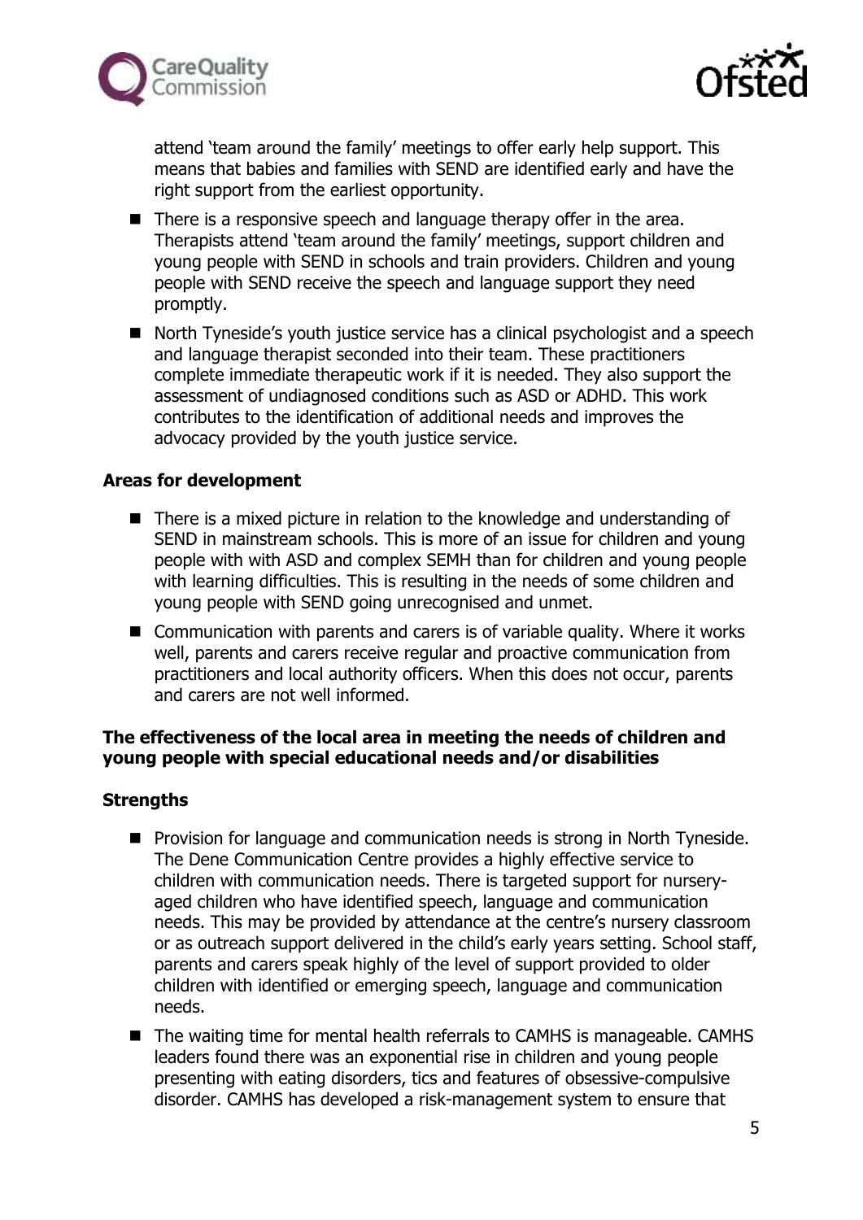attend 'team around the family' meetings to offer early help support. This means that babies and families with SEND are identified early and have the right support from the earliest opportunity.

- There is a responsive speech and language therapy offer in the area. Therapists attend 'team around the family' meetings, support children and young people with SEND in schools and train providers. Children and young people with SEND receive the speech and language support they need promptly.
- North Tyneside's youth justice service has a clinical psychologist and a speech and language therapist seconded into their team. These practitioners complete immediate therapeutic work if it is needed. They also support the assessment of undiagnosed conditions such as ASD or ADHD. This work contributes to the identification of additional needs and improves the advocacy provided by the youth justice service.

**Areas for development**

- There is a mixed picture in relation to the knowledge and understanding of SEND in mainstream schools. This is more of an issue for children and young people with with ASD and complex SEMH than for children and young people with learning difficulties. This is resulting in the needs of some children and young people with SEND going unrecognised and unmet.
- Communication with parents and carers is of variable quality. Where it works well, parents and carers receive regular and proactive communication from practitioners and local authority officers. When this does not occur, parents and carers are not well informed.

**The effectiveness of the local area in meeting the needs of children and young people with special educational needs and/or disabilities**

**Strengths**

- Provision for language and communication needs is strong in North Tyneside. The Dene Communication Centre provides a highly effective service to children with communication needs. There is targeted support for nursery-aged children who have identified speech, language and communication needs. This may be provided by attendance at the centre's nursery classroom or as outreach support delivered in the child's early years setting. School staff, parents and carers speak highly of the level of support provided to older children with identified or emerging speech, language and communication needs.
- The waiting time for mental health referrals to CAMHS is manageable. CAMHS leaders found there was an exponential rise in children and young people presenting with eating disorders, tics and features of obsessive-compulsive disorder. CAMHS has developed a risk-management system to ensure that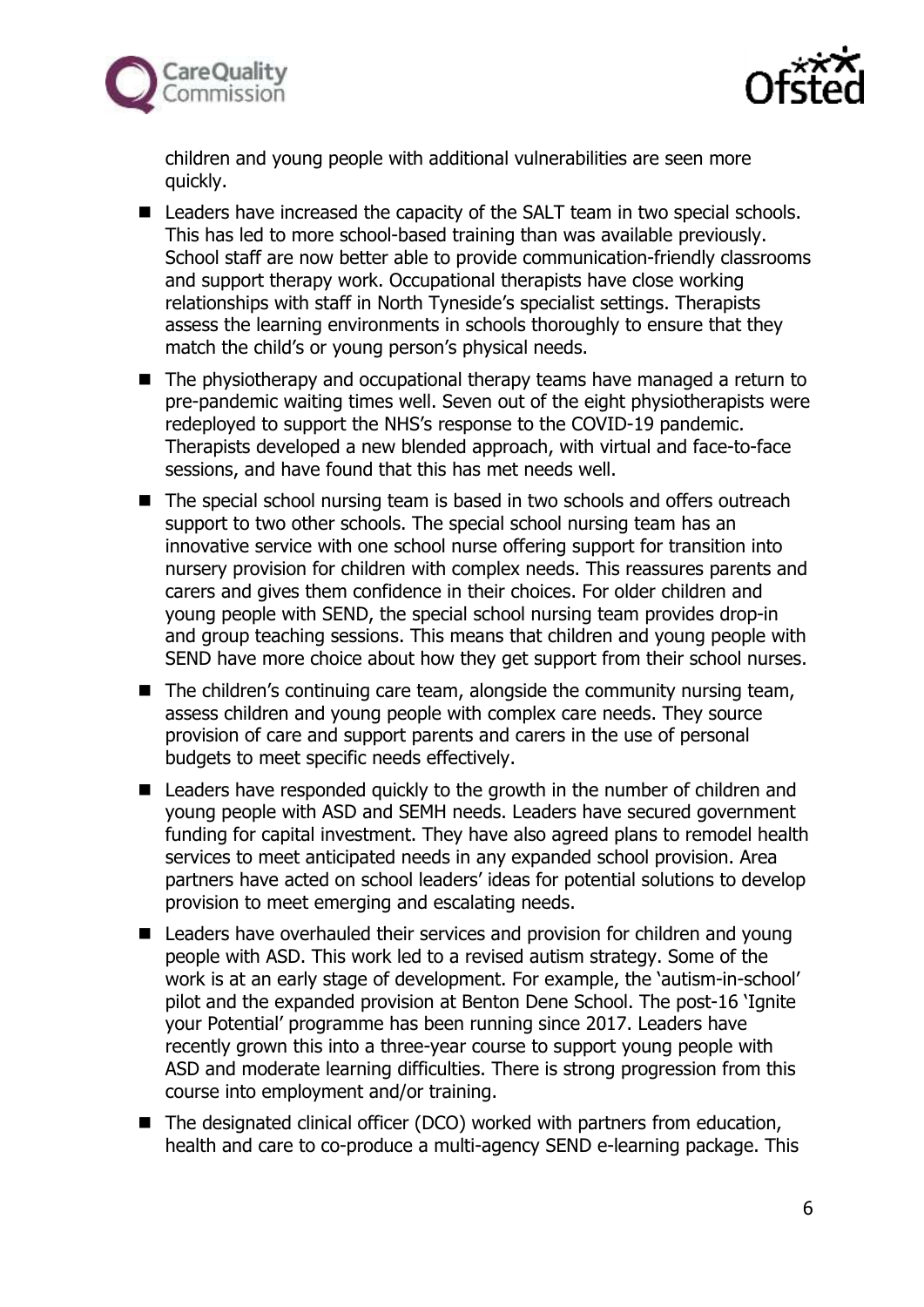children and young people with additional vulnerabilities are seen more quickly.

- Leaders have increased the capacity of the SALT team in two special schools. This has led to more school-based training than was available previously. School staff are now better able to provide communication-friendly classrooms and support therapy work. Occupational therapists have close working relationships with staff in North Tyneside's specialist settings. Therapists assess the learning environments in schools thoroughly to ensure that they match the child's or young person's physical needs.
- The physiotherapy and occupational therapy teams have managed a return to pre-pandemic waiting times well. Seven out of the eight physiotherapists were redeployed to support the NHS's response to the COVID-19 pandemic. Therapists developed a new blended approach, with virtual and face-to-face sessions, and have found that this has met needs well.
- The special school nursing team is based in two schools and offers outreach support to two other schools. The special school nursing team has an innovative service with one school nurse offering support for transition into nursery provision for children with complex needs. This reassures parents and carers and gives them confidence in their choices. For older children and young people with SEND, the special school nursing team provides drop-in and group teaching sessions. This means that children and young people with SEND have more choice about how they get support from their school nurses.
- The children's continuing care team, alongside the community nursing team, assess children and young people with complex care needs. They source provision of care and support parents and carers in the use of personal budgets to meet specific needs effectively.
- Leaders have responded quickly to the growth in the number of children and young people with ASD and SEMH needs. Leaders have secured government funding for capital investment. They have also agreed plans to remodel health services to meet anticipated needs in any expanded school provision. Area partners have acted on school leaders' ideas for potential solutions to develop provision to meet emerging and escalating needs.
- Leaders have overhauled their services and provision for children and young people with ASD. This work led to a revised autism strategy. Some of the work is at an early stage of development. For example, the 'autism-in-school' pilot and the expanded provision at Benton Dene School. The post-16 'Ignite your Potential' programme has been running since 2017. Leaders have recently grown this into a three-year course to support young people with ASD and moderate learning difficulties. There is strong progression from this course into employment and/or training.
- The designated clinical officer (DCO) worked with partners from education, health and care to co-produce a multi-agency SEND e-learning package. This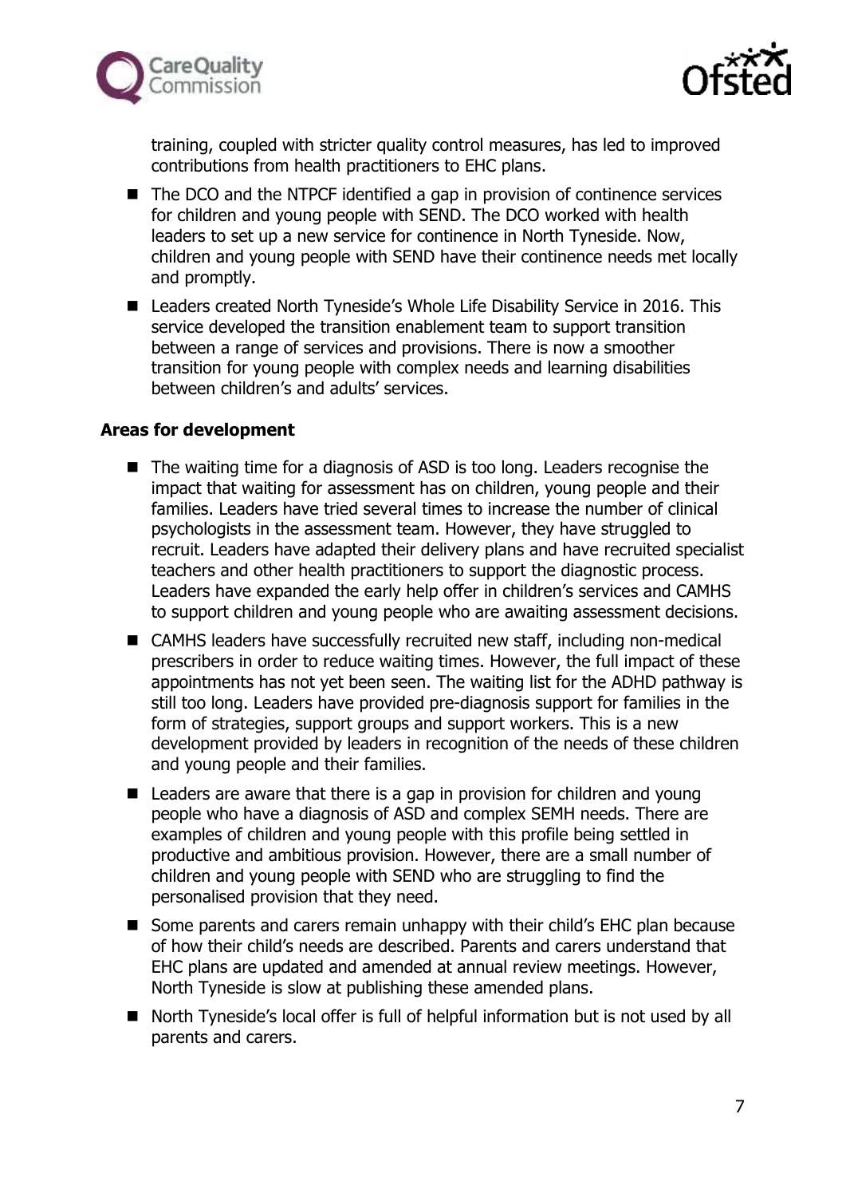training, coupled with stricter quality control measures, has led to improved contributions from health practitioners to EHC plans.

- The DCO and the NTPCF identified a gap in provision of continence services for children and young people with SEND. The DCO worked with health leaders to set up a new service for continence in North Tyneside. Now, children and young people with SEND have their continence needs met locally and promptly.
- Leaders created North Tyneside's Whole Life Disability Service in 2016. This service developed the transition enablement team to support transition between a range of services and provisions. There is now a smoother transition for young people with complex needs and learning disabilities between children's and adults' services.

**Areas for development**

- The waiting time for a diagnosis of ASD is too long. Leaders recognise the impact that waiting for assessment has on children, young people and their families. Leaders have tried several times to increase the number of clinical psychologists in the assessment team. However, they have struggled to recruit. Leaders have adapted their delivery plans and have recruited specialist teachers and other health practitioners to support the diagnostic process. Leaders have expanded the early help offer in children's services and CAMHS to support children and young people who are awaiting assessment decisions.
- CAMHS leaders have successfully recruited new staff, including non-medical prescribers in order to reduce waiting times. However, the full impact of these appointments has not yet been seen. The waiting list for the ADHD pathway is still too long. Leaders have provided pre-diagnosis support for families in the form of strategies, support groups and support workers. This is a new development provided by leaders in recognition of the needs of these children and young people and their families.
- Leaders are aware that there is a gap in provision for children and young people who have a diagnosis of ASD and complex SEMH needs. There are examples of children and young people with this profile being settled in productive and ambitious provision. However, there are a small number of children and young people with SEND who are struggling to find the personalised provision that they need.
- Some parents and carers remain unhappy with their child's EHC plan because of how their child's needs are described. Parents and carers understand that EHC plans are updated and amended at annual review meetings. However, North Tyneside is slow at publishing these amended plans.
- North Tyneside's local offer is full of helpful information but is not used by all parents and carers.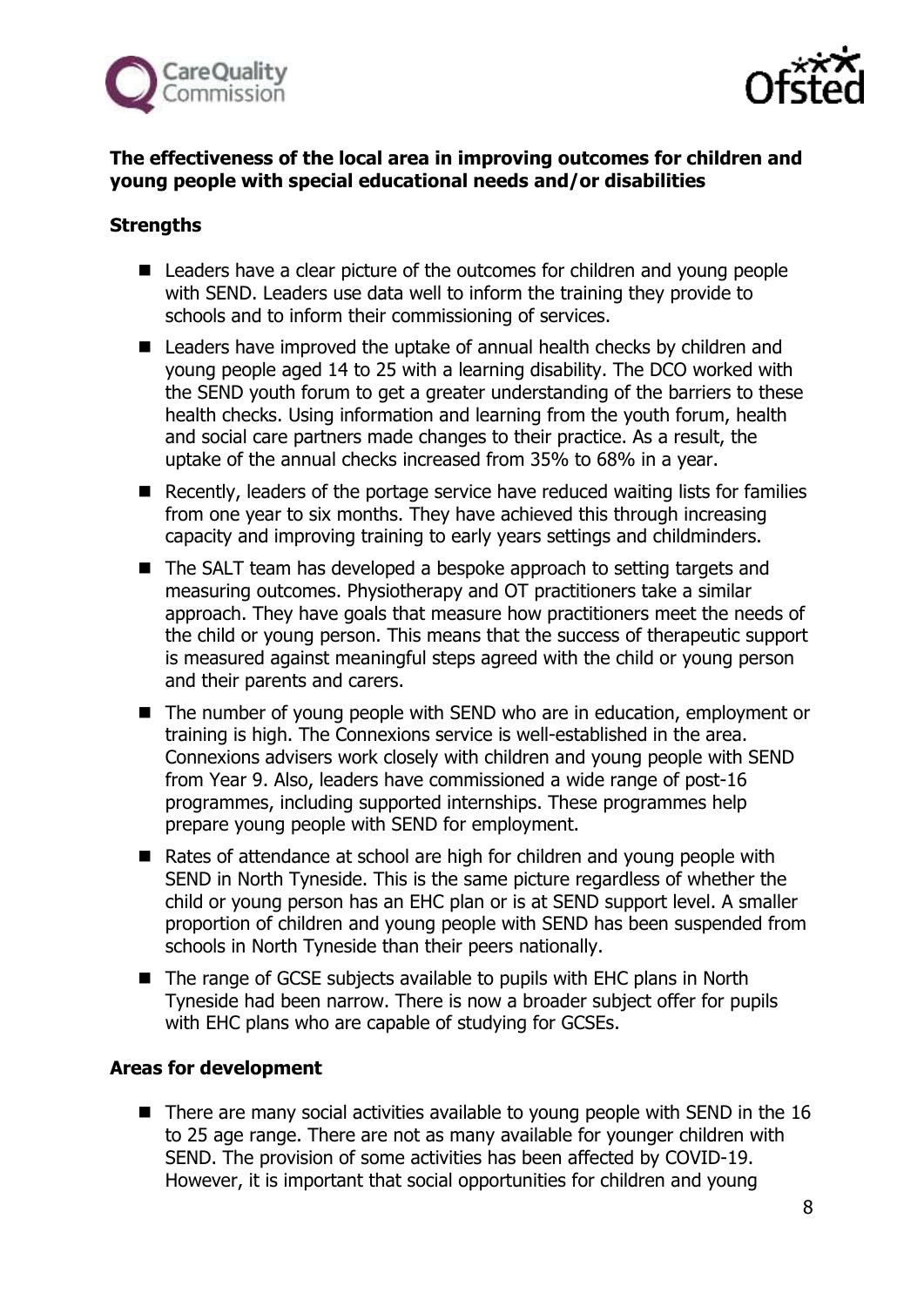**The effectiveness of the local area in improving outcomes for children and young people with special educational needs and/or disabilities**

**Strengths**

- Leaders have a clear picture of the outcomes for children and young people with SEND. Leaders use data well to inform the training they provide to schools and to inform their commissioning of services.
- Leaders have improved the uptake of annual health checks by children and young people aged 14 to 25 with a learning disability. The DCO worked with the SEND youth forum to get a greater understanding of the barriers to these health checks. Using information and learning from the youth forum, health and social care partners made changes to their practice. As a result, the uptake of the annual checks increased from 35% to 68% in a year.
- Recently, leaders of the portage service have reduced waiting lists for families from one year to six months. They have achieved this through increasing capacity and improving training to early years settings and childminders.
- The SALT team has developed a bespoke approach to setting targets and measuring outcomes. Physiotherapy and OT practitioners take a similar approach. They have goals that measure how practitioners meet the needs of the child or young person. This means that the success of therapeutic support is measured against meaningful steps agreed with the child or young person and their parents and carers.
- The number of young people with SEND who are in education, employment or training is high. The Connexions service is well-established in the area. Connexions advisers work closely with children and young people with SEND from Year 9. Also, leaders have commissioned a wide range of post-16 programmes, including supported internships. These programmes help prepare young people with SEND for employment.
- Rates of attendance at school are high for children and young people with SEND in North Tyneside. This is the same picture regardless of whether the child or young person has an EHC plan or is at SEND support level. A smaller proportion of children and young people with SEND has been suspended from schools in North Tyneside than their peers nationally.
- The range of GCSE subjects available to pupils with EHC plans in North Tyneside had been narrow. There is now a broader subject offer for pupils with EHC plans who are capable of studying for GCSEs.

**Areas for development**

- There are many social activities available to young people with SEND in the 16 to 25 age range. There are not as many available for younger children with SEND. The provision of some activities has been affected by COVID-19. However, it is important that social opportunities for children and young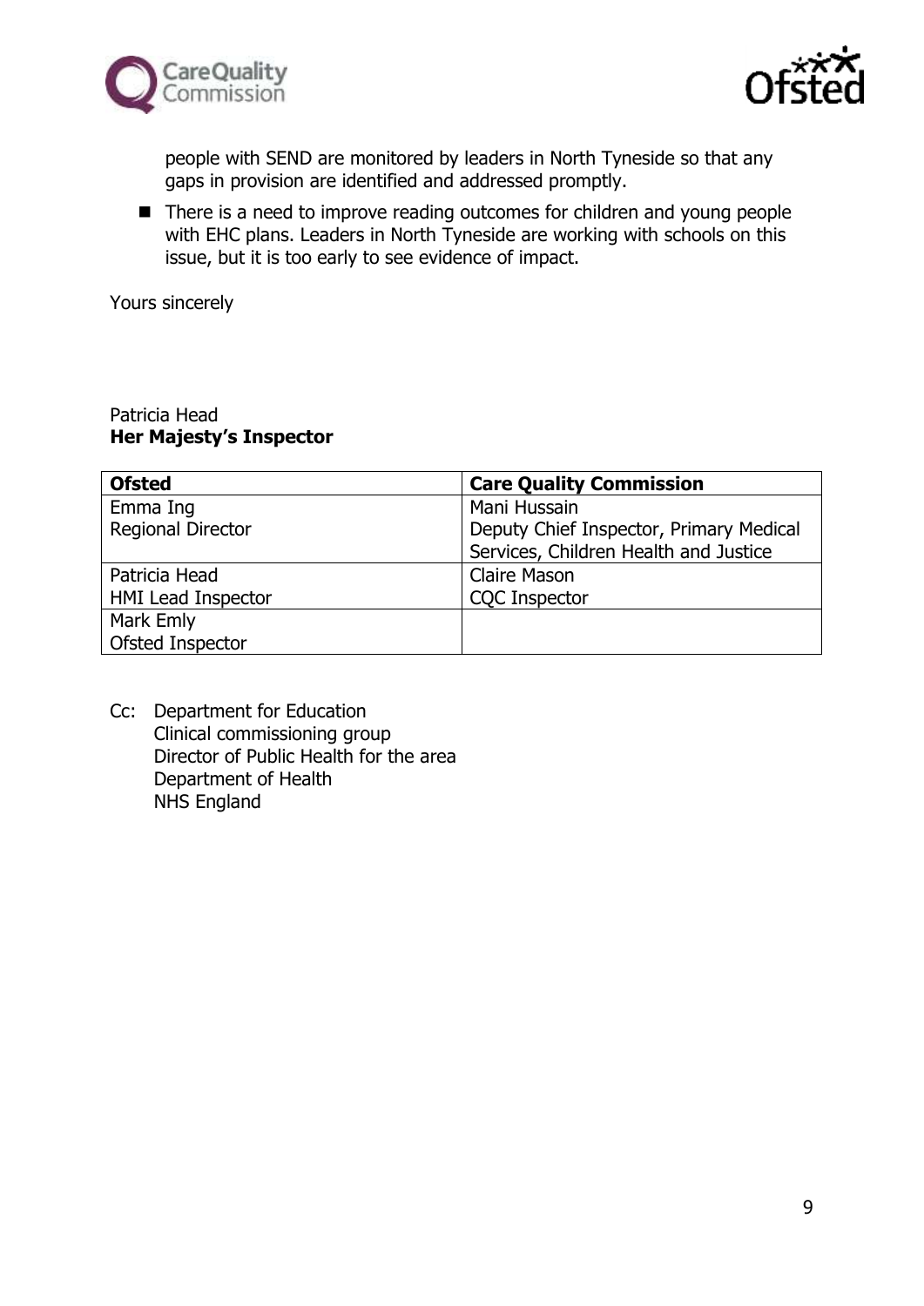people with SEND are monitored by leaders in North Tyneside so that any gaps in provision are identified and addressed promptly.

- There is a need to improve reading outcomes for children and young people with EHC plans. Leaders in North Tyneside are working with schools on this issue, but it is too early to see evidence of impact.

Yours sincerely

Patricia Head
**Her Majesty's Inspector**

| Ofsted | Care Quality Commission |
|---|---|
| Emma Ing<br>Regional Director | Mani Hussain<br>Deputy Chief Inspector, Primary Medical Services, Children Health and Justice |
| Patricia Head<br>HMI Lead Inspector | Claire Mason<br>CQC Inspector |
| Mark Emly<br>Ofsted Inspector | |

Cc: Department for Education
Clinical commissioning group
Director of Public Health for the area
Department of Health
NHS England